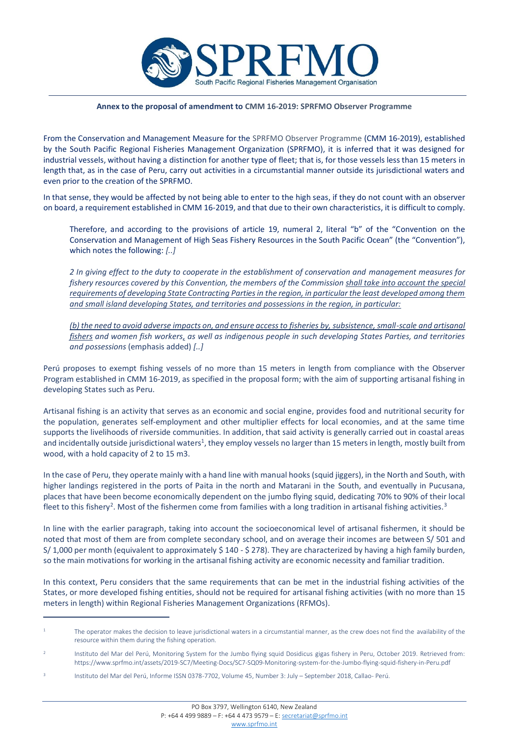**Annex to the proposal of amendment to CMM 16-2019: SPRFMO Observer Programme**

From the Conservation and Management Measure for the SPRFMO Observer Programme (CMM 16-2019), established by the South Pacific Regional Fisheries Management Organization (SPRFMO), it is inferred that it was designed for industrial vessels, without having a distinction for another type of fleet; that is, for those vessels less than 15 meters in length that, as in the case of Peru, carry out activities in a circumstantial manner outside its jurisdictional waters and even prior to the creation of the SPRFMO.

In that sense, they would be affected by not being able to enter to the high seas, if they do not count with an observer on board, a requirement established in CMM 16-2019, and that due to their own characteristics, it is difficult to comply.

> Therefore, and according to the provisions of article 19, numeral 2, literal "b" of the "Convention on the Conservation and Management of High Seas Fishery Resources in the South Pacific Ocean" (the "Convention"), which notes the following: *[..]*
>
> *2 In giving effect to the duty to cooperate in the establishment of conservation and management measures for fishery resources covered by this Convention, the members of the Commission* <u>*shall take into account the special requirements of developing State Contracting Parties in the region, in particular the least developed among them and small island developing States, and territories and possessions in the region, in particular:*</u>
>
> <u>*(b) the need to avoid adverse impacts on, and ensure access to fisheries by, subsistence, small-scale and artisanal fishers*</u> *and women fish workers, as well as indigenous people in such developing States Parties, and territories and possessions* (emphasis added) *[..]*

Perú proposes to exempt fishing vessels of no more than 15 meters in length from compliance with the Observer Program established in CMM 16-2019, as specified in the proposal form; with the aim of supporting artisanal fishing in developing States such as Peru.

Artisanal fishing is an activity that serves as an economic and social engine, provides food and nutritional security for the population, generates self-employment and other multiplier effects for local economies, and at the same time supports the livelihoods of riverside communities. In addition, that said activity is generally carried out in coastal areas and incidentally outside jurisdictional waters[1], they employ vessels no larger than 15 meters in length, mostly built from wood, with a hold capacity of 2 to 15 m3.

In the case of Peru, they operate mainly with a hand line with manual hooks (squid jiggers), in the North and South, with higher landings registered in the ports of Paita in the north and Matarani in the South, and eventually in Pucusana, places that have been become economically dependent on the jumbo flying squid, dedicating 70% to 90% of their local fleet to this fishery[2]. Most of the fishermen come from families with a long tradition in artisanal fishing activities.[3]

In line with the earlier paragraph, taking into account the socioeconomical level of artisanal fishermen, it should be noted that most of them are from complete secondary school, and on average their incomes are between S/ 501 and S/ 1,000 per month (equivalent to approximately $ 140 - $ 278). They are characterized by having a high family burden, so the main motivations for working in the artisanal fishing activity are economic necessity and familiar tradition.

In this context, Peru considers that the same requirements that can be met in the industrial fishing activities of the States, or more developed fishing entities, should not be required for artisanal fishing activities (with no more than 15 meters in length) within Regional Fisheries Management Organizations (RFMOs).

---

[1] The operator makes the decision to leave jurisdictional waters in a circumstantial manner, as the crew does not find the availability of the resource within them during the fishing operation.

[2] Instituto del Mar del Perú, Monitoring System for the Jumbo flying squid Dosidicus gigas fishery in Peru, October 2019. Retrieved from: https://www.sprfmo.int/assets/2019-SC7/Meeting-Docs/SC7-SQ09-Monitoring-system-for-the-Jumbo-flying-squid-fishery-in-Peru.pdf

[3] Instituto del Mar del Perú, Informe ISSN 0378-7702, Volume 45, Number 3: July – September 2018, Callao- Perú.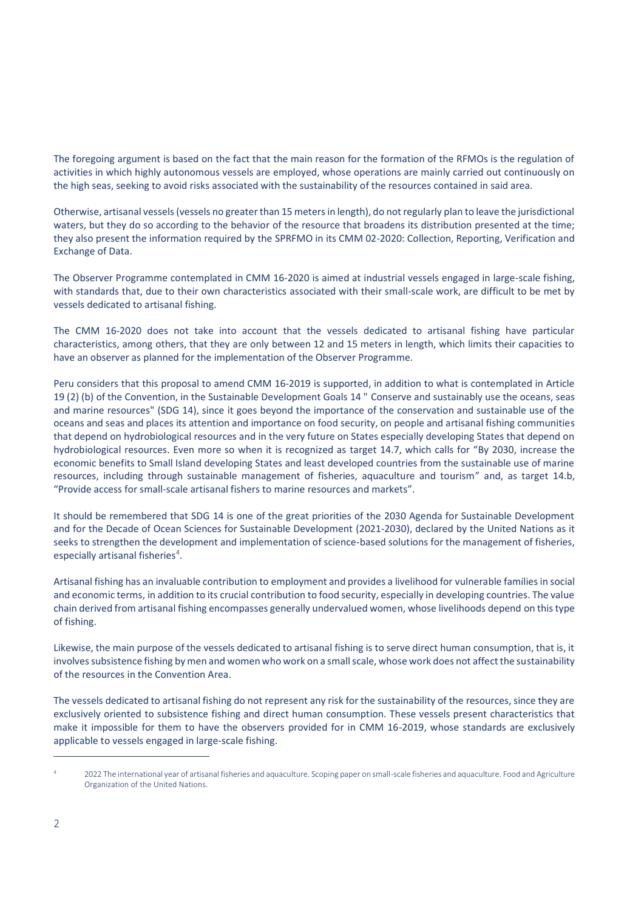The foregoing argument is based on the fact that the main reason for the formation of the RFMOs is the regulation of activities in which highly autonomous vessels are employed, whose operations are mainly carried out continuously on the high seas, seeking to avoid risks associated with the sustainability of the resources contained in said area.

Otherwise, artisanal vessels (vessels no greater than 15 meters in length), do not regularly plan to leave the jurisdictional waters, but they do so according to the behavior of the resource that broadens its distribution presented at the time; they also present the information required by the SPRFMO in its CMM 02-2020: Collection, Reporting, Verification and Exchange of Data.

The Observer Programme contemplated in CMM 16-2020 is aimed at industrial vessels engaged in large-scale fishing, with standards that, due to their own characteristics associated with their small-scale work, are difficult to be met by vessels dedicated to artisanal fishing.

The CMM 16-2020 does not take into account that the vessels dedicated to artisanal fishing have particular characteristics, among others, that they are only between 12 and 15 meters in length, which limits their capacities to have an observer as planned for the implementation of the Observer Programme.

Peru considers that this proposal to amend CMM 16-2019 is supported, in addition to what is contemplated in Article 19 (2) (b) of the Convention, in the Sustainable Development Goals 14 " Conserve and sustainably use the oceans, seas and marine resources" (SDG 14), since it goes beyond the importance of the conservation and sustainable use of the oceans and seas and places its attention and importance on food security, on people and artisanal fishing communities that depend on hydrobiological resources and in the very future on States especially developing States that depend on hydrobiological resources. Even more so when it is recognized as target 14.7, which calls for "By 2030, increase the economic benefits to Small Island developing States and least developed countries from the sustainable use of marine resources, including through sustainable management of fisheries, aquaculture and tourism" and, as target 14.b, "Provide access for small-scale artisanal fishers to marine resources and markets".

It should be remembered that SDG 14 is one of the great priorities of the 2030 Agenda for Sustainable Development and for the Decade of Ocean Sciences for Sustainable Development (2021-2030), declared by the United Nations as it seeks to strengthen the development and implementation of science-based solutions for the management of fisheries, especially artisanal fisheries[4].

Artisanal fishing has an invaluable contribution to employment and provides a livelihood for vulnerable families in social and economic terms, in addition to its crucial contribution to food security, especially in developing countries. The value chain derived from artisanal fishing encompasses generally undervalued women, whose livelihoods depend on this type of fishing.

Likewise, the main purpose of the vessels dedicated to artisanal fishing is to serve direct human consumption, that is, it involves subsistence fishing by men and women who work on a small scale, whose work does not affect the sustainability of the resources in the Convention Area.

The vessels dedicated to artisanal fishing do not represent any risk for the sustainability of the resources, since they are exclusively oriented to subsistence fishing and direct human consumption. These vessels present characteristics that make it impossible for them to have the observers provided for in CMM 16-2019, whose standards are exclusively applicable to vessels engaged in large-scale fishing.

[4] 2022 The international year of artisanal fisheries and aquaculture. Scoping paper on small-scale fisheries and aquaculture. Food and Agriculture Organization of the United Nations.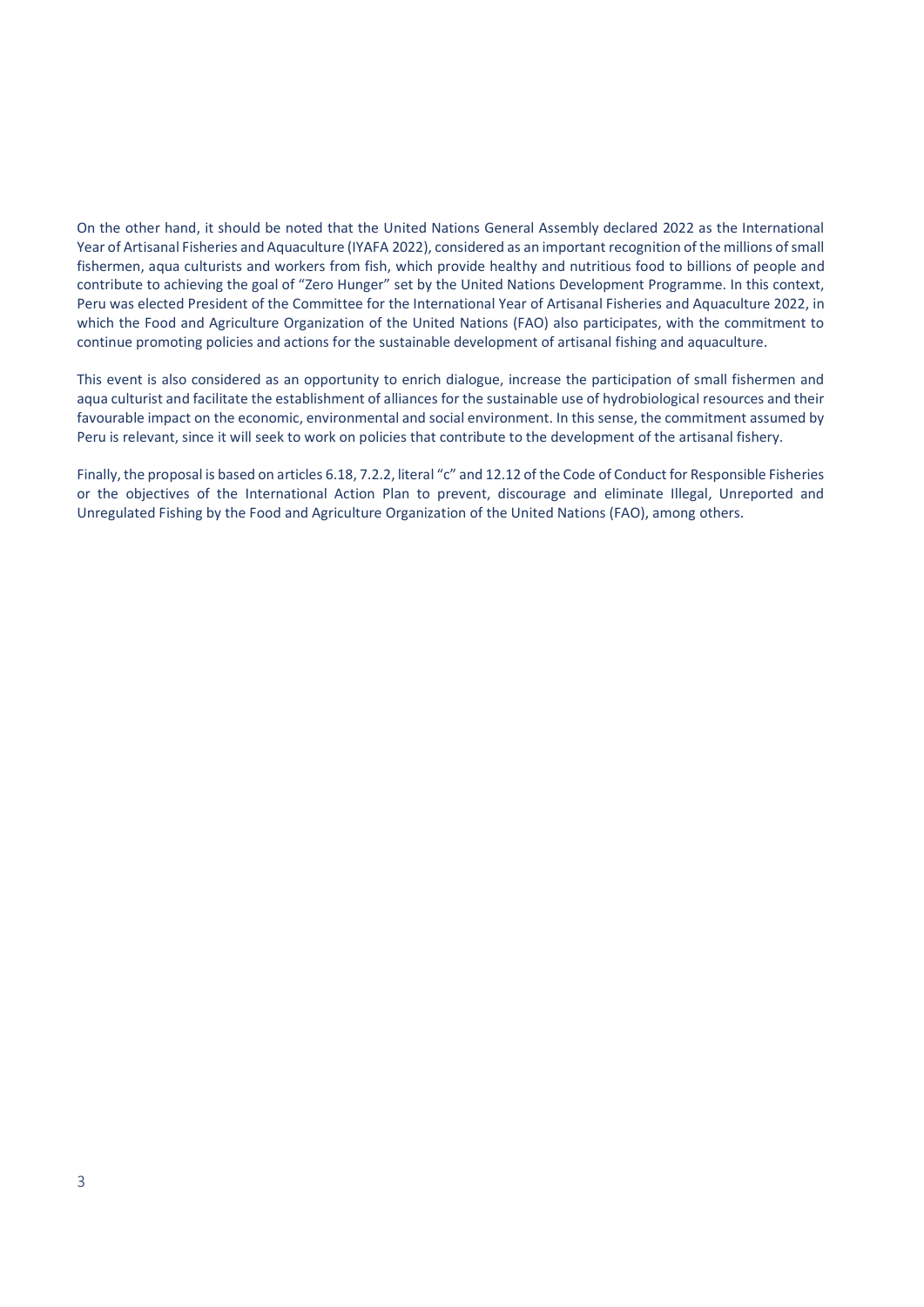On the other hand, it should be noted that the United Nations General Assembly declared 2022 as the International Year of Artisanal Fisheries and Aquaculture (IYAFA 2022), considered as an important recognition of the millions of small fishermen, aqua culturists and workers from fish, which provide healthy and nutritious food to billions of people and contribute to achieving the goal of "Zero Hunger" set by the United Nations Development Programme. In this context, Peru was elected President of the Committee for the International Year of Artisanal Fisheries and Aquaculture 2022, in which the Food and Agriculture Organization of the United Nations (FAO) also participates, with the commitment to continue promoting policies and actions for the sustainable development of artisanal fishing and aquaculture.

This event is also considered as an opportunity to enrich dialogue, increase the participation of small fishermen and aqua culturist and facilitate the establishment of alliances for the sustainable use of hydrobiological resources and their favourable impact on the economic, environmental and social environment. In this sense, the commitment assumed by Peru is relevant, since it will seek to work on policies that contribute to the development of the artisanal fishery.

Finally, the proposal is based on articles 6.18, 7.2.2, literal "c" and 12.12 of the Code of Conduct for Responsible Fisheries or the objectives of the International Action Plan to prevent, discourage and eliminate Illegal, Unreported and Unregulated Fishing by the Food and Agriculture Organization of the United Nations (FAO), among others.